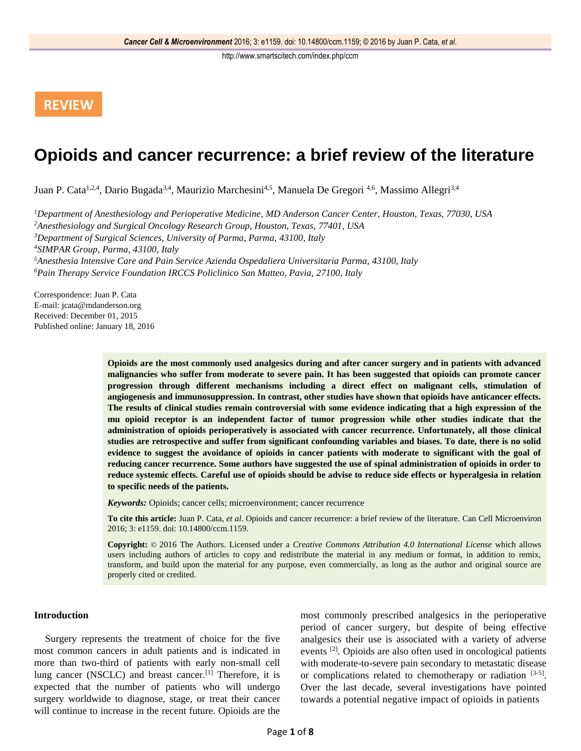REVIEW

# Opioids and cancer recurrence: a brief review of the literature

Juan P. Cata[1,2,4], Dario Bugada[3,4], Maurizio Marchesini[4,5], Manuela De Gregori [4,6], Massimo Allegri[3,4]

[1]*Department of Anesthesiology and Perioperative Medicine, MD Anderson Cancer Center, Houston, Texas, 77030, USA*
[2]*Anesthesiology and Surgical Oncology Research Group, Houston, Texas, 77401, USA*
[3]*Department of Surgical Sciences, University of Parma, Parma, 43100, Italy*
[4]*SIMPAR Group, Parma, 43100, Italy*
[5]*Anesthesia Intensive Care and Pain Service Azienda Ospedaliera Universitaria Parma, 43100, Italy*
[6]*Pain Therapy Service Foundation IRCCS Policlinico San Matteo, Pavia, 27100, Italy*

Correspondence: Juan P. Cata
E-mail: jcata@mdanderson.org
Received: December 01, 2015
Published online: January 18, 2016

**Opioids are the most commonly used analgesics during and after cancer surgery and in patients with advanced malignancies who suffer from moderate to severe pain. It has been suggested that opioids can promote cancer progression through different mechanisms including a direct effect on malignant cells, stimulation of angiogenesis and immunosuppression. In contrast, other studies have shown that opioids have anticancer effects. The results of clinical studies remain controversial with some evidence indicating that a high expression of the mu opioid receptor is an independent factor of tumor progression while other studies indicate that the administration of opioids perioperatively is associated with cancer recurrence. Unfortunately, all those clinical studies are retrospective and suffer from significant confounding variables and biases. To date, there is no solid evidence to suggest the avoidance of opioids in cancer patients with moderate to significant with the goal of reducing cancer recurrence. Some authors have suggested the use of spinal administration of opioids in order to reduce systemic effects. Careful use of opioids should be advise to reduce side effects or hyperalgesia in relation to specific needs of the patients.**

***Keywords:*** Opioids; cancer cells; microenvironment; cancer recurrence

**To cite this article:** Juan P. Cata, *et al*. Opioids and cancer recurrence: a brief review of the literature. Can Cell Microenviron 2016; 3: e1159. doi: 10.14800/ccm.1159.

**Copyright:** © 2016 The Authors. Licensed under a *Creative Commons Attribution 4.0 International License* which allows users including authors of articles to copy and redistribute the material in any medium or format, in addition to remix, transform, and build upon the material for any purpose, even commercially, as long as the author and original source are properly cited or credited.

## Introduction

Surgery represents the treatment of choice for the five most common cancers in adult patients and is indicated in more than two-third of patients with early non-small cell lung cancer (NSCLC) and breast cancer.[1] Therefore, it is expected that the number of patients who will undergo surgery worldwide to diagnose, stage, or treat their cancer will continue to increase in the recent future. Opioids are the most commonly prescribed analgesics in the perioperative period of cancer surgery, but despite of being effective analgesics their use is associated with a variety of adverse events [2]. Opioids are also often used in oncological patients with moderate-to-severe pain secondary to metastatic disease or complications related to chemotherapy or radiation [3-5]. Over the last decade, several investigations have pointed towards a potential negative impact of opioids in patients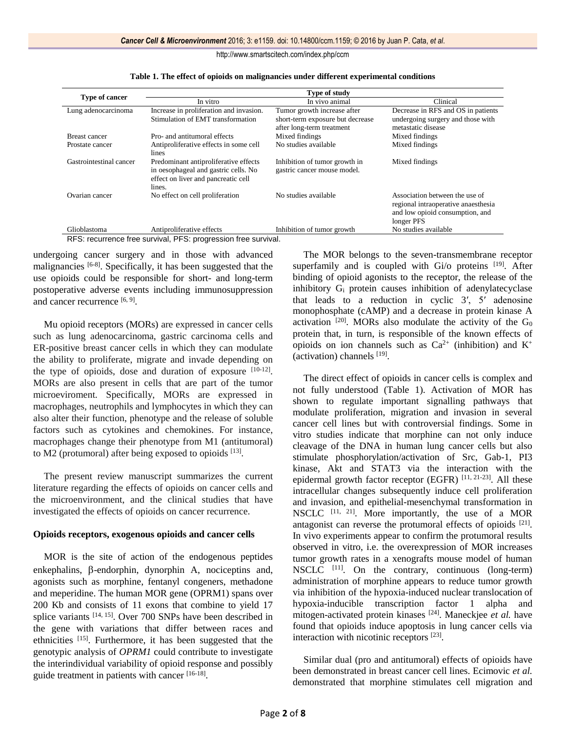**Table 1. The effect of opioids on malignancies under different experimental conditions**

| Type of cancer | Type of study | | |
|---|---|---|---|
| | In vitro | In vivo animal | Clinical |
| Lung adenocarcinoma | Increase in proliferation and invasion. Stimulation of EMT transformation | Tumor growth increase after short-term exposure but decrease after long-term treatment | Decrease in RFS and OS in patients undergoing surgery and those with metastatic disease |
| Breast cancer | Pro- and antitumoral effects | Mixed findings | Mixed findings |
| Prostate cancer | Antiproliferative effects in some cell lines | No studies available | Mixed findings |
| Gastrointestinal cancer | Predominant antiproliferative effects in oesophageal and gastric cells. No effect on liver and pancreatic cell lines. | Inhibition of tumor growth in gastric cancer mouse model. | Mixed findings |
| Ovarian cancer | No effect on cell proliferation | No studies available | Association between the use of regional intraoperative anaesthesia and low opioid consumption, and longer PFS |
| Glioblastoma | Antiproliferative effects | Inhibition of tumor growth | No studies available |

RFS: recurrence free survival, PFS: progression free survival.

undergoing cancer surgery and in those with advanced malignancies [6-8]. Specifically, it has been suggested that the use opioids could be responsible for short- and long-term postoperative adverse events including immunosuppression and cancer recurrence [6, 9].

Mu opioid receptors (MORs) are expressed in cancer cells such as lung adenocarcinoma, gastric carcinoma cells and ER-positive breast cancer cells in which they can modulate the ability to proliferate, migrate and invade depending on the type of opioids, dose and duration of exposure [10-12]. MORs are also present in cells that are part of the tumor microeviroment. Specifically, MORs are expressed in macrophages, neutrophils and lymphocytes in which they can also alter their function, phenotype and the release of soluble factors such as cytokines and chemokines. For instance, macrophages change their phenotype from M1 (antitumoral) to M2 (protumoral) after being exposed to opioids [13].

The present review manuscript summarizes the current literature regarding the effects of opioids on cancer cells and the microenvironment, and the clinical studies that have investigated the effects of opioids on cancer recurrence.

**Opioids receptors, exogenous opioids and cancer cells**

MOR is the site of action of the endogenous peptides enkephalins, β-endorphin, dynorphin A, nociceptins and, agonists such as morphine, fentanyl congeners, methadone and meperidine. The human MOR gene (OPRM1) spans over 200 Kb and consists of 11 exons that combine to yield 17 splice variants [14, 15]. Over 700 SNPs have been described in the gene with variations that differ between races and ethnicities [15]. Furthermore, it has been suggested that the genotypic analysis of *OPRM1* could contribute to investigate the interindividual variability of opioid response and possibly guide treatment in patients with cancer [16-18].

The MOR belongs to the seven-transmembrane receptor superfamily and is coupled with Gi/o proteins [19]. After binding of opioid agonists to the receptor, the release of the inhibitory $G_i$ protein causes inhibition of adenylatecyclase that leads to a reduction in cyclic 3′, 5′ adenosine monophosphate (cAMP) and a decrease in protein kinase A activation [20]. MORs also modulate the activity of the $G_0$ protein that, in turn, is responsible of the known effects of opioids on ion channels such as $Ca^{2+}$ (inhibition) and $K^+$ (activation) channels [19].

The direct effect of opioids in cancer cells is complex and not fully understood (Table 1). Activation of MOR has shown to regulate important signalling pathways that modulate proliferation, migration and invasion in several cancer cell lines but with controversial findings. Some in vitro studies indicate that morphine can not only induce cleavage of the DNA in human lung cancer cells but also stimulate phosphorylation/activation of Src, Gab-1, PI3 kinase, Akt and STAT3 via the interaction with the epidermal growth factor receptor (EGFR) [11, 21-23]. All these intracellular changes subsequently induce cell proliferation and invasion, and epithelial-mesenchymal transformation in NSCLC [11, 21]. More importantly, the use of a MOR antagonist can reverse the protumoral effects of opioids [21]. In vivo experiments appear to confirm the protumoral results observed in vitro, i.e. the overexpression of MOR increases tumor growth rates in a xenografts mouse model of human NSCLC [11]. On the contrary, continuous (long-term) administration of morphine appears to reduce tumor growth via inhibition of the hypoxia-induced nuclear translocation of hypoxia-inducible transcription factor 1 alpha and mitogen-activated protein kinases [24]. Maneckjee *et al.* have found that opioids induce apoptosis in lung cancer cells via interaction with nicotinic receptors [23].

Similar dual (pro and antitumoral) effects of opioids have been demonstrated in breast cancer cell lines. Ecimovic *et al.* demonstrated that morphine stimulates cell migration and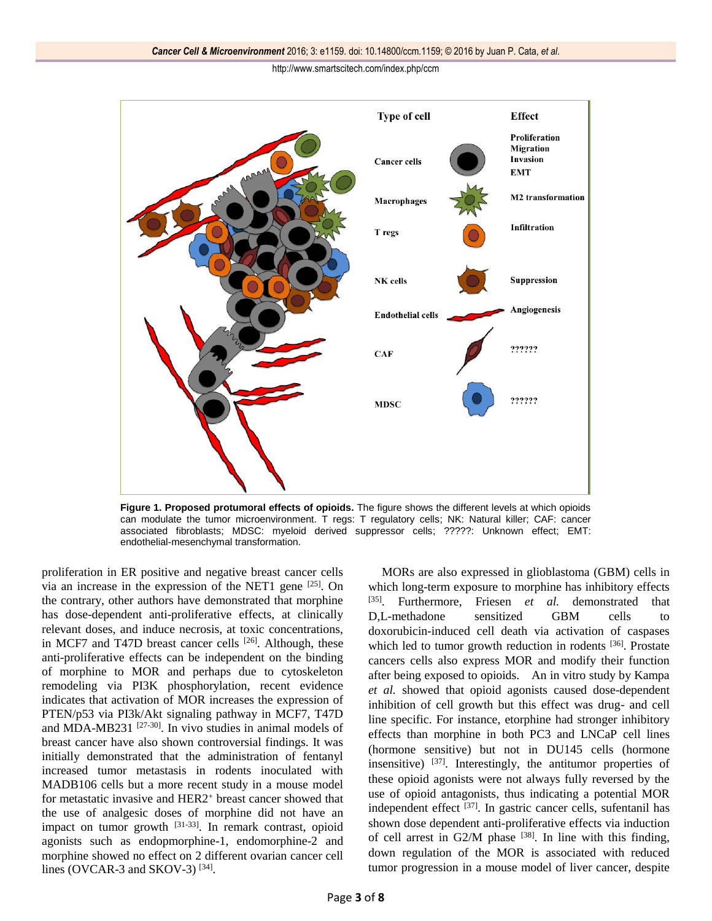Figure 1. Proposed protumoral effects of opioids. The figure shows the different levels at which opioids can modulate the tumor microenvironment. T regs: T regulatory cells; NK: Natural killer; CAF: cancer associated fibroblasts; MDSC: myeloid derived suppressor cells; ?????: Unknown effect; EMT: endothelial-mesenchymal transformation.

proliferation in ER positive and negative breast cancer cells via an increase in the expression of the NET1 gene [25]. On the contrary, other authors have demonstrated that morphine has dose-dependent anti-proliferative effects, at clinically relevant doses, and induce necrosis, at toxic concentrations, in MCF7 and T47D breast cancer cells [26]. Although, these anti-proliferative effects can be independent on the binding of morphine to MOR and perhaps due to cytoskeleton remodeling via PI3K phosphorylation, recent evidence indicates that activation of MOR increases the expression of PTEN/p53 via PI3k/Akt signaling pathway in MCF7, T47D and MDA-MB231 [27-30]. In vivo studies in animal models of breast cancer have also shown controversial findings. It was initially demonstrated that the administration of fentanyl increased tumor metastasis in rodents inoculated with MADB106 cells but a more recent study in a mouse model for metastatic invasive and HER2$^{+}$ breast cancer showed that the use of analgesic doses of morphine did not have an impact on tumor growth [31-33]. In remark contrast, opioid agonists such as endopmorphine-1, endomorphine-2 and morphine showed no effect on 2 different ovarian cancer cell lines (OVCAR-3 and SKOV-3) [34].

MORs are also expressed in glioblastoma (GBM) cells in which long-term exposure to morphine has inhibitory effects [35]. Furthermore, Friesen *et al.* demonstrated that D,L-methadone sensitized GBM cells to doxorubicin-induced cell death via activation of caspases which led to tumor growth reduction in rodents [36]. Prostate cancers cells also express MOR and modify their function after being exposed to opioids. An in vitro study by Kampa *et al.* showed that opioid agonists caused dose-dependent inhibition of cell growth but this effect was drug- and cell line specific. For instance, etorphine had stronger inhibitory effects than morphine in both PC3 and LNCaP cell lines (hormone sensitive) but not in DU145 cells (hormone insensitive) [37]. Interestingly, the antitumor properties of these opioid agonists were not always fully reversed by the use of opioid antagonists, thus indicating a potential MOR independent effect [37]. In gastric cancer cells, sufentanil has shown dose dependent anti-proliferative effects via induction of cell arrest in G2/M phase [38]. In line with this finding, down regulation of the MOR is associated with reduced tumor progression in a mouse model of liver cancer, despite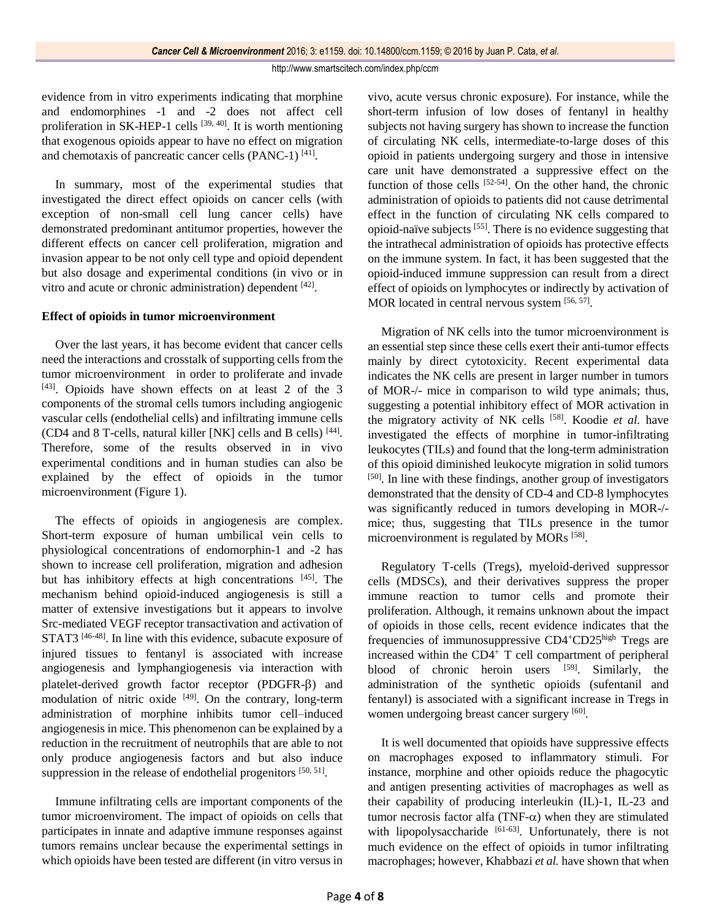evidence from in vitro experiments indicating that morphine and endomorphines -1 and -2 does not affect cell proliferation in SK-HEP-1 cells [39, 40]. It is worth mentioning that exogenous opioids appear to have no effect on migration and chemotaxis of pancreatic cancer cells (PANC-1) [41].

In summary, most of the experimental studies that investigated the direct effect opioids on cancer cells (with exception of non-small cell lung cancer cells) have demonstrated predominant antitumor properties, however the different effects on cancer cell proliferation, migration and invasion appear to be not only cell type and opioid dependent but also dosage and experimental conditions (in vivo or in vitro and acute or chronic administration) dependent [42].

### Effect of opioids in tumor microenvironment

Over the last years, it has become evident that cancer cells need the interactions and crosstalk of supporting cells from the tumor microenvironment in order to proliferate and invade [43]. Opioids have shown effects on at least 2 of the 3 components of the stromal cells tumors including angiogenic vascular cells (endothelial cells) and infiltrating immune cells (CD4 and 8 T-cells, natural killer [NK] cells and B cells) [44]. Therefore, some of the results observed in in vivo experimental conditions and in human studies can also be explained by the effect of opioids in the tumor microenvironment (Figure 1).

The effects of opioids in angiogenesis are complex. Short-term exposure of human umbilical vein cells to physiological concentrations of endomorphin-1 and -2 has shown to increase cell proliferation, migration and adhesion but has inhibitory effects at high concentrations [45]. The mechanism behind opioid-induced angiogenesis is still a matter of extensive investigations but it appears to involve Src-mediated VEGF receptor transactivation and activation of STAT3 [46-48]. In line with this evidence, subacute exposure of injured tissues to fentanyl is associated with increase angiogenesis and lymphangiogenesis via interaction with platelet-derived growth factor receptor (PDGFR-β) and modulation of nitric oxide [49]. On the contrary, long-term administration of morphine inhibits tumor cell–induced angiogenesis in mice. This phenomenon can be explained by a reduction in the recruitment of neutrophils that are able to not only produce angiogenesis factors and but also induce suppression in the release of endothelial progenitors [50, 51].

Immune infiltrating cells are important components of the tumor microenviroment. The impact of opioids on cells that participates in innate and adaptive immune responses against tumors remains unclear because the experimental settings in which opioids have been tested are different (in vitro versus in vivo, acute versus chronic exposure). For instance, while the short-term infusion of low doses of fentanyl in healthy subjects not having surgery has shown to increase the function of circulating NK cells, intermediate-to-large doses of this opioid in patients undergoing surgery and those in intensive care unit have demonstrated a suppressive effect on the function of those cells [52-54]. On the other hand, the chronic administration of opioids to patients did not cause detrimental effect in the function of circulating NK cells compared to opioid-naïve subjects [55]. There is no evidence suggesting that the intrathecal administration of opioids has protective effects on the immune system. In fact, it has been suggested that the opioid-induced immune suppression can result from a direct effect of opioids on lymphocytes or indirectly by activation of MOR located in central nervous system [56, 57].

Migration of NK cells into the tumor microenvironment is an essential step since these cells exert their anti-tumor effects mainly by direct cytotoxicity. Recent experimental data indicates the NK cells are present in larger number in tumors of MOR-/- mice in comparison to wild type animals; thus, suggesting a potential inhibitory effect of MOR activation in the migratory activity of NK cells [58]. Koodie *et al.* have investigated the effects of morphine in tumor-infiltrating leukocytes (TILs) and found that the long-term administration of this opioid diminished leukocyte migration in solid tumors [50]. In line with these findings, another group of investigators demonstrated that the density of CD-4 and CD-8 lymphocytes was significantly reduced in tumors developing in MOR-/- mice; thus, suggesting that TILs presence in the tumor microenvironment is regulated by MORs [58].

Regulatory T-cells (Tregs), myeloid-derived suppressor cells (MDSCs), and their derivatives suppress the proper immune reaction to tumor cells and promote their proliferation. Although, it remains unknown about the impact of opioids in those cells, recent evidence indicates that the frequencies of immunosuppressive $CD4^{+}CD25^{high}$ Tregs are increased within the $CD4^{+}$ T cell compartment of peripheral blood of chronic heroin users [59]. Similarly, the administration of the synthetic opioids (sufentanil and fentanyl) is associated with a significant increase in Tregs in women undergoing breast cancer surgery [60].

It is well documented that opioids have suppressive effects on macrophages exposed to inflammatory stimuli. For instance, morphine and other opioids reduce the phagocytic and antigen presenting activities of macrophages as well as their capability of producing interleukin (IL)-1, IL-23 and tumor necrosis factor alfa (TNF-α) when they are stimulated with lipopolysaccharide [61-63]. Unfortunately, there is not much evidence on the effect of opioids in tumor infiltrating macrophages; however, Khabbazi *et al.* have shown that when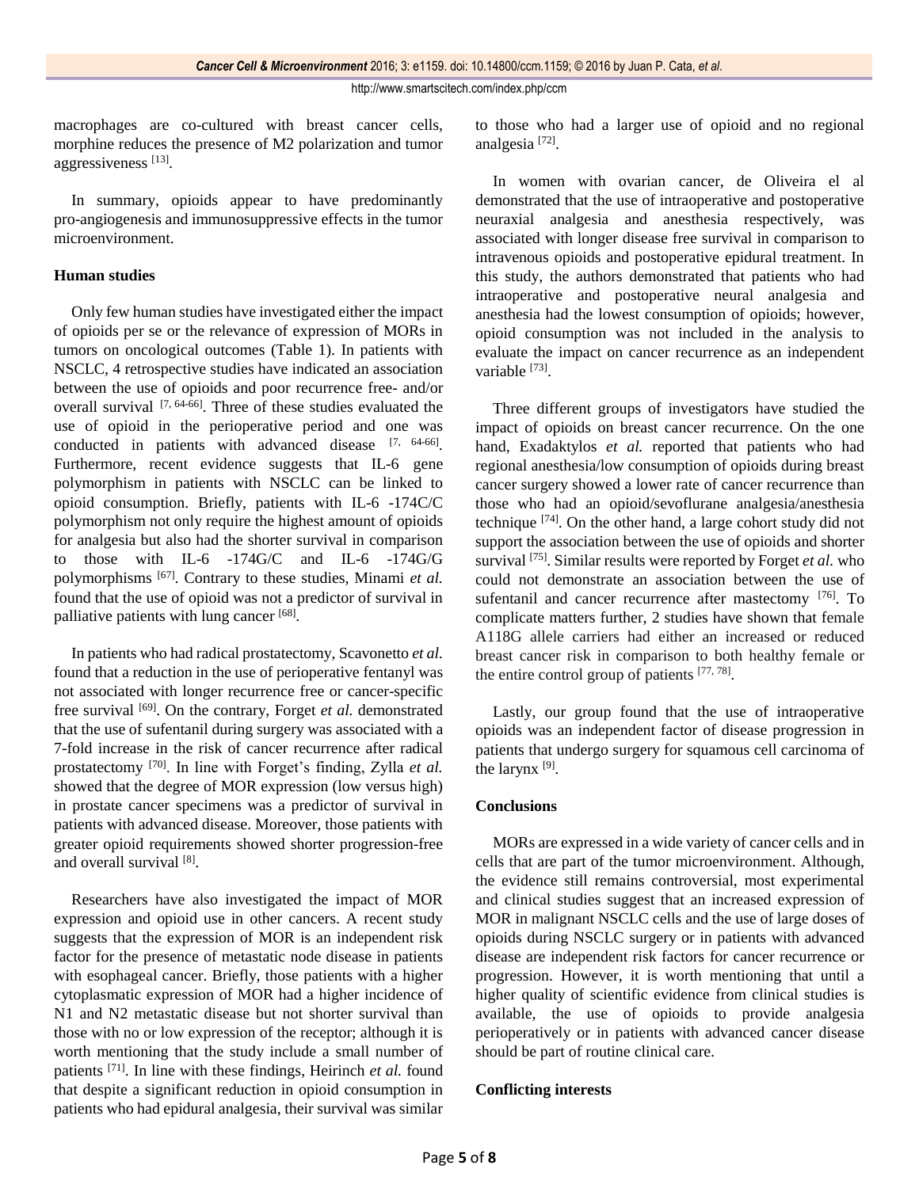macrophages are co-cultured with breast cancer cells, morphine reduces the presence of M2 polarization and tumor aggressiveness [13].

In summary, opioids appear to have predominantly pro-angiogenesis and immunosuppressive effects in the tumor microenvironment.

### Human studies

Only few human studies have investigated either the impact of opioids per se or the relevance of expression of MORs in tumors on oncological outcomes (Table 1). In patients with NSCLC, 4 retrospective studies have indicated an association between the use of opioids and poor recurrence free- and/or overall survival [7, 64-66]. Three of these studies evaluated the use of opioid in the perioperative period and one was conducted in patients with advanced disease [7, 64-66]. Furthermore, recent evidence suggests that IL-6 gene polymorphism in patients with NSCLC can be linked to opioid consumption. Briefly, patients with IL-6 -174C/C polymorphism not only require the highest amount of opioids for analgesia but also had the shorter survival in comparison to those with IL-6 -174G/C and IL-6 -174G/G polymorphisms [67]. Contrary to these studies, Minami *et al.* found that the use of opioid was not a predictor of survival in palliative patients with lung cancer [68].

In patients who had radical prostatectomy, Scavonetto *et al.* found that a reduction in the use of perioperative fentanyl was not associated with longer recurrence free or cancer-specific free survival [69]. On the contrary, Forget *et al.* demonstrated that the use of sufentanil during surgery was associated with a 7-fold increase in the risk of cancer recurrence after radical prostatectomy [70]. In line with Forget's finding, Zylla *et al.* showed that the degree of MOR expression (low versus high) in prostate cancer specimens was a predictor of survival in patients with advanced disease. Moreover, those patients with greater opioid requirements showed shorter progression-free and overall survival [8].

Researchers have also investigated the impact of MOR expression and opioid use in other cancers. A recent study suggests that the expression of MOR is an independent risk factor for the presence of metastatic node disease in patients with esophageal cancer. Briefly, those patients with a higher cytoplasmatic expression of MOR had a higher incidence of N1 and N2 metastatic disease but not shorter survival than those with no or low expression of the receptor; although it is worth mentioning that the study include a small number of patients [71]. In line with these findings, Heirinch *et al.* found that despite a significant reduction in opioid consumption in patients who had epidural analgesia, their survival was similar to those who had a larger use of opioid and no regional analgesia [72].

In women with ovarian cancer, de Oliveira el al demonstrated that the use of intraoperative and postoperative neuraxial analgesia and anesthesia respectively, was associated with longer disease free survival in comparison to intravenous opioids and postoperative epidural treatment. In this study, the authors demonstrated that patients who had intraoperative and postoperative neural analgesia and anesthesia had the lowest consumption of opioids; however, opioid consumption was not included in the analysis to evaluate the impact on cancer recurrence as an independent variable [73].

Three different groups of investigators have studied the impact of opioids on breast cancer recurrence. On the one hand, Exadaktylos *et al.* reported that patients who had regional anesthesia/low consumption of opioids during breast cancer surgery showed a lower rate of cancer recurrence than those who had an opioid/sevoflurane analgesia/anesthesia technique [74]. On the other hand, a large cohort study did not support the association between the use of opioids and shorter survival [75]. Similar results were reported by Forget *et al.* who could not demonstrate an association between the use of sufentanil and cancer recurrence after mastectomy [76]. To complicate matters further, 2 studies have shown that female A118G allele carriers had either an increased or reduced breast cancer risk in comparison to both healthy female or the entire control group of patients [77, 78].

Lastly, our group found that the use of intraoperative opioids was an independent factor of disease progression in patients that undergo surgery for squamous cell carcinoma of the larynx [9].

### Conclusions

MORs are expressed in a wide variety of cancer cells and in cells that are part of the tumor microenvironment. Although, the evidence still remains controversial, most experimental and clinical studies suggest that an increased expression of MOR in malignant NSCLC cells and the use of large doses of opioids during NSCLC surgery or in patients with advanced disease are independent risk factors for cancer recurrence or progression. However, it is worth mentioning that until a higher quality of scientific evidence from clinical studies is available, the use of opioids to provide analgesia perioperatively or in patients with advanced cancer disease should be part of routine clinical care.

### Conflicting interests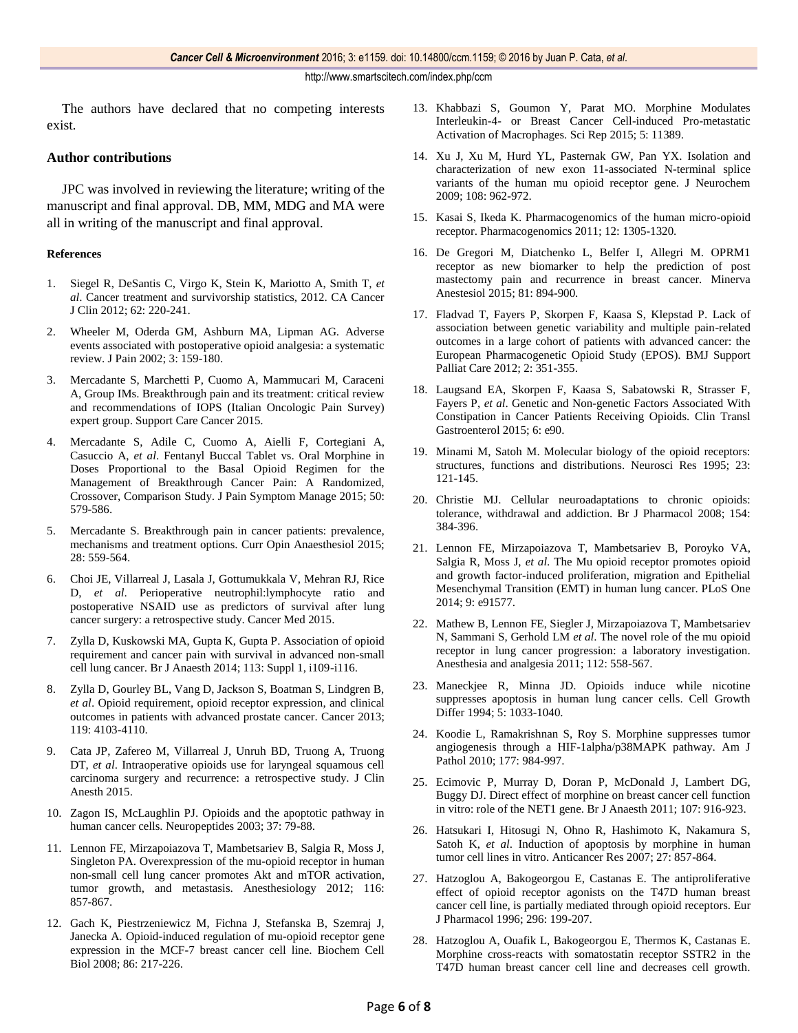The authors have declared that no competing interests exist.

### Author contributions

JPC was involved in reviewing the literature; writing of the manuscript and final approval. DB, MM, MDG and MA were all in writing of the manuscript and final approval.

#### References

1. Siegel R, DeSantis C, Virgo K, Stein K, Mariotto A, Smith T, *et al*. Cancer treatment and survivorship statistics, 2012. CA Cancer J Clin 2012; 62: 220-241.
2. Wheeler M, Oderda GM, Ashburn MA, Lipman AG. Adverse events associated with postoperative opioid analgesia: a systematic review. J Pain 2002; 3: 159-180.
3. Mercadante S, Marchetti P, Cuomo A, Mammucari M, Caraceni A, Group IMs. Breakthrough pain and its treatment: critical review and recommendations of IOPS (Italian Oncologic Pain Survey) expert group. Support Care Cancer 2015.
4. Mercadante S, Adile C, Cuomo A, Aielli F, Cortegiani A, Casuccio A, *et al*. Fentanyl Buccal Tablet vs. Oral Morphine in Doses Proportional to the Basal Opioid Regimen for the Management of Breakthrough Cancer Pain: A Randomized, Crossover, Comparison Study. J Pain Symptom Manage 2015; 50: 579-586.
5. Mercadante S. Breakthrough pain in cancer patients: prevalence, mechanisms and treatment options. Curr Opin Anaesthesiol 2015; 28: 559-564.
6. Choi JE, Villarreal J, Lasala J, Gottumukkala V, Mehran RJ, Rice D, *et al*. Perioperative neutrophil:lymphocyte ratio and postoperative NSAID use as predictors of survival after lung cancer surgery: a retrospective study. Cancer Med 2015.
7. Zylla D, Kuskowski MA, Gupta K, Gupta P. Association of opioid requirement and cancer pain with survival in advanced non-small cell lung cancer. Br J Anaesth 2014; 113: Suppl 1, i109-i116.
8. Zylla D, Gourley BL, Vang D, Jackson S, Boatman S, Lindgren B, *et al*. Opioid requirement, opioid receptor expression, and clinical outcomes in patients with advanced prostate cancer. Cancer 2013; 119: 4103-4110.
9. Cata JP, Zafereo M, Villarreal J, Unruh BD, Truong A, Truong DT, *et al*. Intraoperative opioids use for laryngeal squamous cell carcinoma surgery and recurrence: a retrospective study. J Clin Anesth 2015.
10. Zagon IS, McLaughlin PJ. Opioids and the apoptotic pathway in human cancer cells. Neuropeptides 2003; 37: 79-88.
11. Lennon FE, Mirzapoiazova T, Mambetsariev B, Salgia R, Moss J, Singleton PA. Overexpression of the mu-opioid receptor in human non-small cell lung cancer promotes Akt and mTOR activation, tumor growth, and metastasis. Anesthesiology 2012; 116: 857-867.
12. Gach K, Piestrzeniewicz M, Fichna J, Stefanska B, Szemraj J, Janecka A. Opioid-induced regulation of mu-opioid receptor gene expression in the MCF-7 breast cancer cell line. Biochem Cell Biol 2008; 86: 217-226.
13. Khabbazi S, Goumon Y, Parat MO. Morphine Modulates Interleukin-4- or Breast Cancer Cell-induced Pro-metastatic Activation of Macrophages. Sci Rep 2015; 5: 11389.
14. Xu J, Xu M, Hurd YL, Pasternak GW, Pan YX. Isolation and characterization of new exon 11-associated N-terminal splice variants of the human mu opioid receptor gene. J Neurochem 2009; 108: 962-972.
15. Kasai S, Ikeda K. Pharmacogenomics of the human micro-opioid receptor. Pharmacogenomics 2011; 12: 1305-1320.
16. De Gregori M, Diatchenko L, Belfer I, Allegri M. OPRM1 receptor as new biomarker to help the prediction of post mastectomy pain and recurrence in breast cancer. Minerva Anestesiol 2015; 81: 894-900.
17. Fladvad T, Fayers P, Skorpen F, Kaasa S, Klepstad P. Lack of association between genetic variability and multiple pain-related outcomes in a large cohort of patients with advanced cancer: the European Pharmacogenetic Opioid Study (EPOS). BMJ Support Palliat Care 2012; 2: 351-355.
18. Laugsand EA, Skorpen F, Kaasa S, Sabatowski R, Strasser F, Fayers P, *et al*. Genetic and Non-genetic Factors Associated With Constipation in Cancer Patients Receiving Opioids. Clin Transl Gastroenterol 2015; 6: e90.
19. Minami M, Satoh M. Molecular biology of the opioid receptors: structures, functions and distributions. Neurosci Res 1995; 23: 121-145.
20. Christie MJ. Cellular neuroadaptations to chronic opioids: tolerance, withdrawal and addiction. Br J Pharmacol 2008; 154: 384-396.
21. Lennon FE, Mirzapoiazova T, Mambetsariev B, Poroyko VA, Salgia R, Moss J, *et al*. The Mu opioid receptor promotes opioid and growth factor-induced proliferation, migration and Epithelial Mesenchymal Transition (EMT) in human lung cancer. PLoS One 2014; 9: e91577.
22. Mathew B, Lennon FE, Siegler J, Mirzapoiazova T, Mambetsariev N, Sammani S, Gerhold LM *et al*. The novel role of the mu opioid receptor in lung cancer progression: a laboratory investigation. Anesthesia and analgesia 2011; 112: 558-567.
23. Maneckjee R, Minna JD. Opioids induce while nicotine suppresses apoptosis in human lung cancer cells. Cell Growth Differ 1994; 5: 1033-1040.
24. Koodie L, Ramakrishnan S, Roy S. Morphine suppresses tumor angiogenesis through a HIF-1alpha/p38MAPK pathway. Am J Pathol 2010; 177: 984-997.
25. Ecimovic P, Murray D, Doran P, McDonald J, Lambert DG, Buggy DJ. Direct effect of morphine on breast cancer cell function in vitro: role of the NET1 gene. Br J Anaesth 2011; 107: 916-923.
26. Hatsukari I, Hitosugi N, Ohno R, Hashimoto K, Nakamura S, Satoh K, *et al*. Induction of apoptosis by morphine in human tumor cell lines in vitro. Anticancer Res 2007; 27: 857-864.
27. Hatzoglou A, Bakogeorgou E, Castanas E. The antiproliferative effect of opioid receptor agonists on the T47D human breast cancer cell line, is partially mediated through opioid receptors. Eur J Pharmacol 1996; 296: 199-207.
28. Hatzoglou A, Ouafik L, Bakogeorgou E, Thermos K, Castanas E. Morphine cross-reacts with somatostatin receptor SSTR2 in the T47D human breast cancer cell line and decreases cell growth.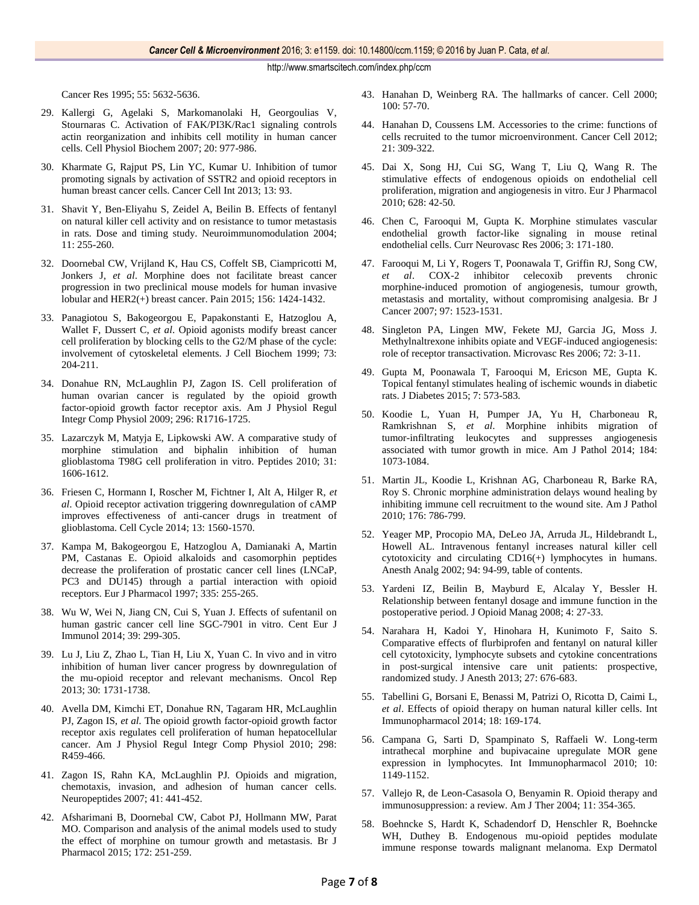Cancer Res 1995; 55: 5632-5636.

29. Kallergi G, Agelaki S, Markomanolaki H, Georgoulias V, Stournaras C. Activation of FAK/PI3K/Rac1 signaling controls actin reorganization and inhibits cell motility in human cancer cells. Cell Physiol Biochem 2007; 20: 977-986.

30. Kharmate G, Rajput PS, Lin YC, Kumar U. Inhibition of tumor promoting signals by activation of SSTR2 and opioid receptors in human breast cancer cells. Cancer Cell Int 2013; 13: 93.

31. Shavit Y, Ben-Eliyahu S, Zeidel A, Beilin B. Effects of fentanyl on natural killer cell activity and on resistance to tumor metastasis in rats. Dose and timing study. Neuroimmunomodulation 2004; 11: 255-260.

32. Doornebal CW, Vrijland K, Hau CS, Coffelt SB, Ciampricotti M, Jonkers J, *et al*. Morphine does not facilitate breast cancer progression in two preclinical mouse models for human invasive lobular and HER2(+) breast cancer. Pain 2015; 156: 1424-1432.

33. Panagiotou S, Bakogeorgou E, Papakonstanti E, Hatzoglou A, Wallet F, Dussert C, *et al*. Opioid agonists modify breast cancer cell proliferation by blocking cells to the G2/M phase of the cycle: involvement of cytoskeletal elements. J Cell Biochem 1999; 73: 204-211.

34. Donahue RN, McLaughlin PJ, Zagon IS. Cell proliferation of human ovarian cancer is regulated by the opioid growth factor-opioid growth factor receptor axis. Am J Physiol Regul Integr Comp Physiol 2009; 296: R1716-1725.

35. Lazarczyk M, Matyja E, Lipkowski AW. A comparative study of morphine stimulation and biphalin inhibition of human glioblastoma T98G cell proliferation in vitro. Peptides 2010; 31: 1606-1612.

36. Friesen C, Hormann I, Roscher M, Fichtner I, Alt A, Hilger R, *et al*. Opioid receptor activation triggering downregulation of cAMP improves effectiveness of anti-cancer drugs in treatment of glioblastoma. Cell Cycle 2014; 13: 1560-1570.

37. Kampa M, Bakogeorgou E, Hatzoglou A, Damianaki A, Martin PM, Castanas E. Opioid alkaloids and casomorphin peptides decrease the proliferation of prostatic cancer cell lines (LNCaP, PC3 and DU145) through a partial interaction with opioid receptors. Eur J Pharmacol 1997; 335: 255-265.

38. Wu W, Wei N, Jiang CN, Cui S, Yuan J. Effects of sufentanil on human gastric cancer cell line SGC-7901 in vitro. Cent Eur J Immunol 2014; 39: 299-305.

39. Lu J, Liu Z, Zhao L, Tian H, Liu X, Yuan C. In vivo and in vitro inhibition of human liver cancer progress by downregulation of the mu-opioid receptor and relevant mechanisms. Oncol Rep 2013; 30: 1731-1738.

40. Avella DM, Kimchi ET, Donahue RN, Tagaram HR, McLaughlin PJ, Zagon IS, *et al*. The opioid growth factor-opioid growth factor receptor axis regulates cell proliferation of human hepatocellular cancer. Am J Physiol Regul Integr Comp Physiol 2010; 298: R459-466.

41. Zagon IS, Rahn KA, McLaughlin PJ. Opioids and migration, chemotaxis, invasion, and adhesion of human cancer cells. Neuropeptides 2007; 41: 441-452.

42. Afsharimani B, Doornebal CW, Cabot PJ, Hollmann MW, Parat MO. Comparison and analysis of the animal models used to study the effect of morphine on tumour growth and metastasis. Br J Pharmacol 2015; 172: 251-259.

43. Hanahan D, Weinberg RA. The hallmarks of cancer. Cell 2000; 100: 57-70.

44. Hanahan D, Coussens LM. Accessories to the crime: functions of cells recruited to the tumor microenvironment. Cancer Cell 2012; 21: 309-322.

45. Dai X, Song HJ, Cui SG, Wang T, Liu Q, Wang R. The stimulative effects of endogenous opioids on endothelial cell proliferation, migration and angiogenesis in vitro. Eur J Pharmacol 2010; 628: 42-50.

46. Chen C, Farooqui M, Gupta K. Morphine stimulates vascular endothelial growth factor-like signaling in mouse retinal endothelial cells. Curr Neurovasc Res 2006; 3: 171-180.

47. Farooqui M, Li Y, Rogers T, Poonawala T, Griffin RJ, Song CW, *et al*. COX-2 inhibitor celecoxib prevents chronic morphine-induced promotion of angiogenesis, tumour growth, metastasis and mortality, without compromising analgesia. Br J Cancer 2007; 97: 1523-1531.

48. Singleton PA, Lingen MW, Fekete MJ, Garcia JG, Moss J. Methylnaltrexone inhibits opiate and VEGF-induced angiogenesis: role of receptor transactivation. Microvasc Res 2006; 72: 3-11.

49. Gupta M, Poonawala T, Farooqui M, Ericson ME, Gupta K. Topical fentanyl stimulates healing of ischemic wounds in diabetic rats. J Diabetes 2015; 7: 573-583.

50. Koodie L, Yuan H, Pumper JA, Yu H, Charboneau R, Ramkrishnan S, *et al*. Morphine inhibits migration of tumor-infiltrating leukocytes and suppresses angiogenesis associated with tumor growth in mice. Am J Pathol 2014; 184: 1073-1084.

51. Martin JL, Koodie L, Krishnan AG, Charboneau R, Barke RA, Roy S. Chronic morphine administration delays wound healing by inhibiting immune cell recruitment to the wound site. Am J Pathol 2010; 176: 786-799.

52. Yeager MP, Procopio MA, DeLeo JA, Arruda JL, Hildebrandt L, Howell AL. Intravenous fentanyl increases natural killer cell cytotoxicity and circulating CD16(+) lymphocytes in humans. Anesth Analg 2002; 94: 94-99, table of contents.

53. Yardeni IZ, Beilin B, Mayburd E, Alcalay Y, Bessler H. Relationship between fentanyl dosage and immune function in the postoperative period. J Opioid Manag 2008; 4: 27-33.

54. Narahara H, Kadoi Y, Hinohara H, Kunimoto F, Saito S. Comparative effects of flurbiprofen and fentanyl on natural killer cell cytotoxicity, lymphocyte subsets and cytokine concentrations in post-surgical intensive care unit patients: prospective, randomized study. J Anesth 2013; 27: 676-683.

55. Tabellini G, Borsani E, Benassi M, Patrizi O, Ricotta D, Caimi L, *et al*. Effects of opioid therapy on human natural killer cells. Int Immunopharmacol 2014; 18: 169-174.

56. Campana G, Sarti D, Spampinato S, Raffaeli W. Long-term intrathecal morphine and bupivacaine upregulate MOR gene expression in lymphocytes. Int Immunopharmacol 2010; 10: 1149-1152.

57. Vallejo R, de Leon-Casasola O, Benyamin R. Opioid therapy and immunosuppression: a review. Am J Ther 2004; 11: 354-365.

58. Boehncke S, Hardt K, Schadendorf D, Henschler R, Boehncke WH, Duthey B. Endogenous mu-opioid peptides modulate immune response towards malignant melanoma. Exp Dermatol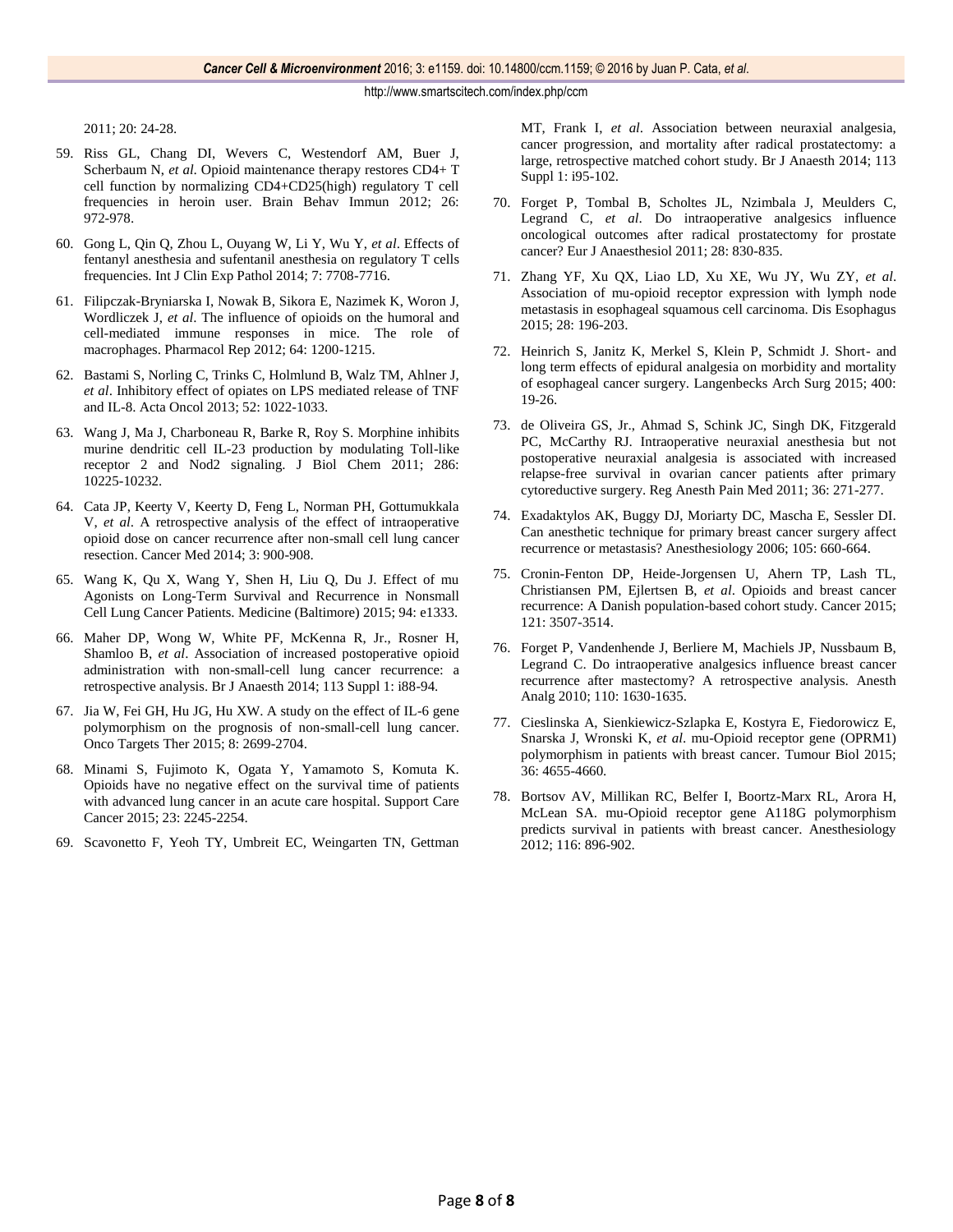2011; 20: 24-28.

59. Riss GL, Chang DI, Wevers C, Westendorf AM, Buer J, Scherbaum N, *et al*. Opioid maintenance therapy restores CD4+ T cell function by normalizing CD4+CD25(high) regulatory T cell frequencies in heroin user. Brain Behav Immun 2012; 26: 972-978.

60. Gong L, Qin Q, Zhou L, Ouyang W, Li Y, Wu Y, *et al*. Effects of fentanyl anesthesia and sufentanil anesthesia on regulatory T cells frequencies. Int J Clin Exp Pathol 2014; 7: 7708-7716.

61. Filipczak-Bryniarska I, Nowak B, Sikora E, Nazimek K, Woron J, Wordliczek J, *et al*. The influence of opioids on the humoral and cell-mediated immune responses in mice. The role of macrophages. Pharmacol Rep 2012; 64: 1200-1215.

62. Bastami S, Norling C, Trinks C, Holmlund B, Walz TM, Ahlner J, *et al*. Inhibitory effect of opiates on LPS mediated release of TNF and IL-8. Acta Oncol 2013; 52: 1022-1033.

63. Wang J, Ma J, Charboneau R, Barke R, Roy S. Morphine inhibits murine dendritic cell IL-23 production by modulating Toll-like receptor 2 and Nod2 signaling. J Biol Chem 2011; 286: 10225-10232.

64. Cata JP, Keerty V, Keerty D, Feng L, Norman PH, Gottumukkala V, *et al*. A retrospective analysis of the effect of intraoperative opioid dose on cancer recurrence after non-small cell lung cancer resection. Cancer Med 2014; 3: 900-908.

65. Wang K, Qu X, Wang Y, Shen H, Liu Q, Du J. Effect of mu Agonists on Long-Term Survival and Recurrence in Nonsmall Cell Lung Cancer Patients. Medicine (Baltimore) 2015; 94: e1333.

66. Maher DP, Wong W, White PF, McKenna R, Jr., Rosner H, Shamloo B, *et al*. Association of increased postoperative opioid administration with non-small-cell lung cancer recurrence: a retrospective analysis. Br J Anaesth 2014; 113 Suppl 1: i88-94.

67. Jia W, Fei GH, Hu JG, Hu XW. A study on the effect of IL-6 gene polymorphism on the prognosis of non-small-cell lung cancer. Onco Targets Ther 2015; 8: 2699-2704.

68. Minami S, Fujimoto K, Ogata Y, Yamamoto S, Komuta K. Opioids have no negative effect on the survival time of patients with advanced lung cancer in an acute care hospital. Support Care Cancer 2015; 23: 2245-2254.

69. Scavonetto F, Yeoh TY, Umbreit EC, Weingarten TN, Gettman MT, Frank I, *et al*. Association between neuraxial analgesia, cancer progression, and mortality after radical prostatectomy: a large, retrospective matched cohort study. Br J Anaesth 2014; 113 Suppl 1: i95-102.

70. Forget P, Tombal B, Scholtes JL, Nzimbala J, Meulders C, Legrand C, *et al*. Do intraoperative analgesics influence oncological outcomes after radical prostatectomy for prostate cancer? Eur J Anaesthesiol 2011; 28: 830-835.

71. Zhang YF, Xu QX, Liao LD, Xu XE, Wu JY, Wu ZY, *et al*. Association of mu-opioid receptor expression with lymph node metastasis in esophageal squamous cell carcinoma. Dis Esophagus 2015; 28: 196-203.

72. Heinrich S, Janitz K, Merkel S, Klein P, Schmidt J. Short- and long term effects of epidural analgesia on morbidity and mortality of esophageal cancer surgery. Langenbecks Arch Surg 2015; 400: 19-26.

73. de Oliveira GS, Jr., Ahmad S, Schink JC, Singh DK, Fitzgerald PC, McCarthy RJ. Intraoperative neuraxial anesthesia but not postoperative neuraxial analgesia is associated with increased relapse-free survival in ovarian cancer patients after primary cytoreductive surgery. Reg Anesth Pain Med 2011; 36: 271-277.

74. Exadaktylos AK, Buggy DJ, Moriarty DC, Mascha E, Sessler DI. Can anesthetic technique for primary breast cancer surgery affect recurrence or metastasis? Anesthesiology 2006; 105: 660-664.

75. Cronin-Fenton DP, Heide-Jorgensen U, Ahern TP, Lash TL, Christiansen PM, Ejlertsen B, *et al*. Opioids and breast cancer recurrence: A Danish population-based cohort study. Cancer 2015; 121: 3507-3514.

76. Forget P, Vandenhende J, Berliere M, Machiels JP, Nussbaum B, Legrand C. Do intraoperative analgesics influence breast cancer recurrence after mastectomy? A retrospective analysis. Anesth Analg 2010; 110: 1630-1635.

77. Cieslinska A, Sienkiewicz-Szlapka E, Kostyra E, Fiedorowicz E, Snarska J, Wronski K, *et al*. mu-Opioid receptor gene (OPRM1) polymorphism in patients with breast cancer. Tumour Biol 2015; 36: 4655-4660.

78. Bortsov AV, Millikan RC, Belfer I, Boortz-Marx RL, Arora H, McLean SA. mu-Opioid receptor gene A118G polymorphism predicts survival in patients with breast cancer. Anesthesiology 2012; 116: 896-902.